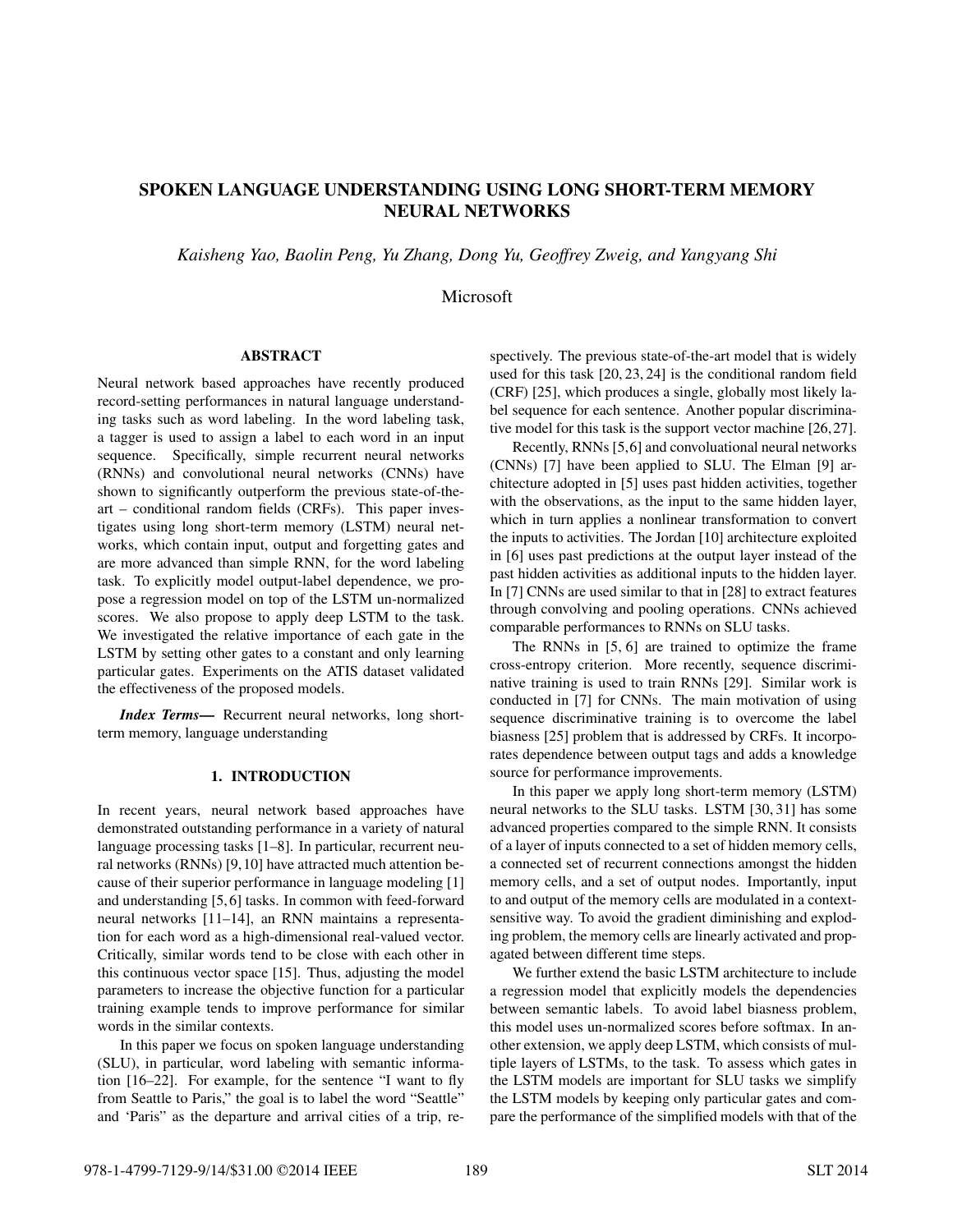# SPOKEN LANGUAGE UNDERSTANDING USING LONG SHORT-TERM MEMORY NEURAL NETWORKS

*Kaisheng Yao, Baolin Peng, Yu Zhang, Dong Yu, Geoffrey Zweig, and Yangyang Shi*

Microsoft

## ABSTRACT

Neural network based approaches have recently produced record-setting performances in natural language understanding tasks such as word labeling. In the word labeling task, a tagger is used to assign a label to each word in an input sequence. Specifically, simple recurrent neural networks (RNNs) and convolutional neural networks (CNNs) have shown to significantly outperform the previous state-of-the-art – conditional random fields (CRFs). This paper investigates using long short-term memory (LSTM) neural networks, which contain input, output and forgetting gates and are more advanced than simple RNN, for the word labeling task. To explicitly model output-label dependence, we propose a regression model on top of the LSTM un-normalized scores. We also propose to apply deep LSTM to the task. We investigated the relative importance of each gate in the LSTM by setting other gates to a constant and only learning particular gates. Experiments on the ATIS dataset validated the effectiveness of the proposed models.

***Index Terms*—** Recurrent neural networks, long short-term memory, language understanding

## 1. INTRODUCTION

In recent years, neural network based approaches have demonstrated outstanding performance in a variety of natural language processing tasks [1–8]. In particular, recurrent neural networks (RNNs) [9,10] have attracted much attention because of their superior performance in language modeling [1] and understanding [5,6] tasks. In common with feed-forward neural networks [11–14], an RNN maintains a representation for each word as a high-dimensional real-valued vector. Critically, similar words tend to be close with each other in this continuous vector space [15]. Thus, adjusting the model parameters to increase the objective function for a particular training example tends to improve performance for similar words in the similar contexts.

In this paper we focus on spoken language understanding (SLU), in particular, word labeling with semantic information [16–22]. For example, for the sentence "I want to fly from Seattle to Paris," the goal is to label the word "Seattle" and 'Paris" as the departure and arrival cities of a trip, respectively. The previous state-of-the-art model that is widely used for this task [20, 23, 24] is the conditional random field (CRF) [25], which produces a single, globally most likely label sequence for each sentence. Another popular discriminative model for this task is the support vector machine [26,27].

Recently, RNNs [5,6] and convoluational neural networks (CNNs) [7] have been applied to SLU. The Elman [9] architecture adopted in [5] uses past hidden activities, together with the observations, as the input to the same hidden layer, which in turn applies a nonlinear transformation to convert the inputs to activities. The Jordan [10] architecture exploited in [6] uses past predictions at the output layer instead of the past hidden activities as additional inputs to the hidden layer. In [7] CNNs are used similar to that in [28] to extract features through convolving and pooling operations. CNNs achieved comparable performances to RNNs on SLU tasks.

The RNNs in [5, 6] are trained to optimize the frame cross-entropy criterion. More recently, sequence discriminative training is used to train RNNs [29]. Similar work is conducted in [7] for CNNs. The main motivation of using sequence discriminative training is to overcome the label biasness [25] problem that is addressed by CRFs. It incorporates dependence between output tags and adds a knowledge source for performance improvements.

In this paper we apply long short-term memory (LSTM) neural networks to the SLU tasks. LSTM [30, 31] has some advanced properties compared to the simple RNN. It consists of a layer of inputs connected to a set of hidden memory cells, a connected set of recurrent connections amongst the hidden memory cells, and a set of output nodes. Importantly, input to and output of the memory cells are modulated in a context-sensitive way. To avoid the gradient diminishing and exploding problem, the memory cells are linearly activated and propagated between different time steps.

We further extend the basic LSTM architecture to include a regression model that explicitly models the dependencies between semantic labels. To avoid label biasness problem, this model uses un-normalized scores before softmax. In another extension, we apply deep LSTM, which consists of multiple layers of LSTMs, to the task. To assess which gates in the LSTM models are important for SLU tasks we simplify the LSTM models by keeping only particular gates and compare the performance of the simplified models with that of the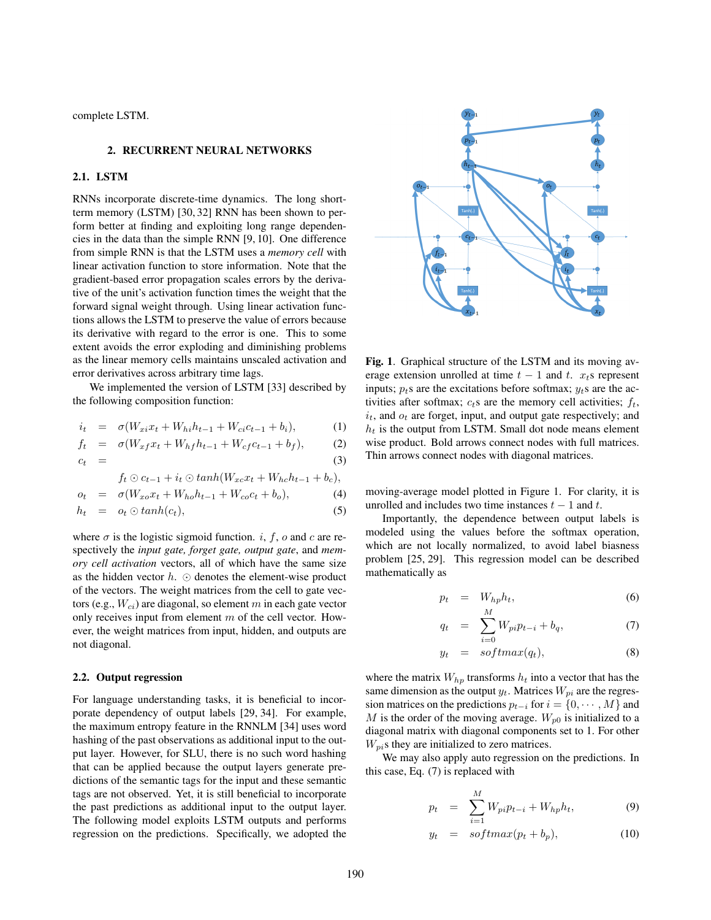complete LSTM.

## 2. RECURRENT NEURAL NETWORKS

### 2.1. LSTM

RNNs incorporate discrete-time dynamics. The long short-term memory (LSTM) [30, 32] RNN has been shown to perform better at finding and exploiting long range dependencies in the data than the simple RNN [9, 10]. One difference from simple RNN is that the LSTM uses a *memory cell* with linear activation function to store information. Note that the gradient-based error propagation scales errors by the derivative of the unit's activation function times the weight that the forward signal weight through. Using linear activation functions allows the LSTM to preserve the value of errors because its derivative with regard to the error is one. This to some extent avoids the error exploding and diminishing problems as the linear memory cells maintains unscaled activation and error derivatives across arbitrary time lags.

We implemented the version of LSTM [33] described by the following composition function:

$$i_t = \sigma(W_{xi}x_t + W_{hi}h_{t-1} + W_{ci}c_{t-1} + b_i), \tag{1}$$

$$f_t = \sigma(W_{xf}x_t + W_{hf}h_{t-1} + W_{cf}c_{t-1} + b_f), \tag{2}$$

$$c_t = f_t \odot c_{t-1} + i_t \odot tanh(W_{xc}x_t + W_{hc}h_{t-1} + b_c), \tag{3}$$

$$o_t = \sigma(W_{xo}x_t + W_{ho}h_{t-1} + W_{co}c_t + b_o), \tag{4}$$

$$h_t = o_t \odot tanh(c_t), \tag{5}$$

where $\sigma$ is the logistic sigmoid function. $i$, $f$, $o$ and $c$ are respectively the *input gate, forget gate, output gate*, and *memory cell activation* vectors, all of which have the same size as the hidden vector $h$. $\odot$ denotes the element-wise product of the vectors. The weight matrices from the cell to gate vectors (e.g., $W_{ci}$) are diagonal, so element $m$ in each gate vector only receives input from element $m$ of the cell vector. However, the weight matrices from input, hidden, and outputs are not diagonal.

### 2.2. Output regression

For language understanding tasks, it is beneficial to incorporate dependency of output labels [29, 34]. For example, the maximum entropy feature in the RNNLM [34] uses word hashing of the past observations as additional input to the output layer. However, for SLU, there is no such word hashing that can be applied because the output layers generate predictions of the semantic tags for the input and these semantic tags are not observed. Yet, it is still beneficial to incorporate the past predictions as additional input to the output layer. The following model exploits LSTM outputs and performs regression on the predictions. Specifically, we adopted the moving-average model plotted in Figure 1. For clarity, it is unrolled and includes two time instances $t-1$ and $t$.

**Fig. 1**. Graphical structure of the LSTM and its moving average extension unrolled at time $t-1$ and $t$. $x_t$s represent inputs; $p_t$s are the excitations before softmax; $y_t$s are the activities after softmax; $c_t$s are the memory cell activities; $f_t$, $i_t$, and $o_t$ are forget, input, and output gate respectively; and $h_t$ is the output from LSTM. Small dot node means element wise product. Bold arrows connect nodes with full matrices. Thin arrows connect nodes with diagonal matrices.

Importantly, the dependence between output labels is modeled using the values before the softmax operation, which are not locally normalized, to avoid label biasness problem [25, 29]. This regression model can be described mathematically as

$$p_t = W_{hp}h_t, \tag{6}$$

$$q_t = \sum_{i=0}^{M} W_{pi}p_{t-i} + b_q, \tag{7}$$

$$y_t = softmax(q_t), \tag{8}$$

where the matrix $W_{hp}$ transforms $h_t$ into a vector that has the same dimension as the output $y_t$. Matrices $W_{pi}$ are the regression matrices on the predictions $p_{t-i}$ for $i = \{0, \cdots, M\}$ and $M$ is the order of the moving average. $W_{p0}$ is initialized to a diagonal matrix with diagonal components set to 1. For other $W_{pi}$s they are initialized to zero matrices.

We may also apply auto regression on the predictions. In this case, Eq. (7) is replaced with

$$p_t = \sum_{i=1}^{M} W_{pi}p_{t-i} + W_{hp}h_t, \tag{9}$$

$$y_t = softmax(p_t + b_p), \tag{10}$$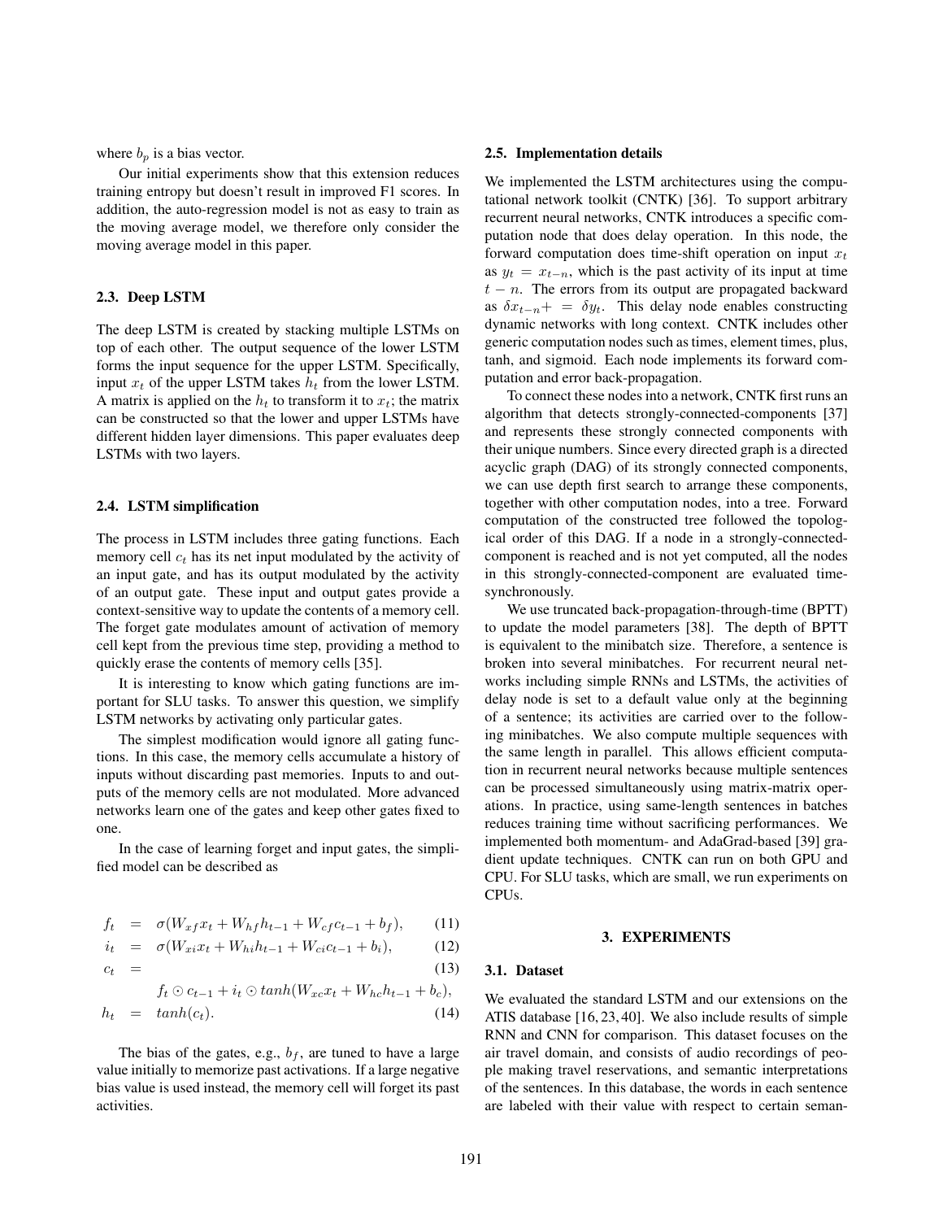where $b_p$ is a bias vector.

Our initial experiments show that this extension reduces training entropy but doesn't result in improved F1 scores. In addition, the auto-regression model is not as easy to train as the moving average model, we therefore only consider the moving average model in this paper.

### 2.3. Deep LSTM

The deep LSTM is created by stacking multiple LSTMs on top of each other. The output sequence of the lower LSTM forms the input sequence for the upper LSTM. Specifically, input $x_t$ of the upper LSTM takes $h_t$ from the lower LSTM. A matrix is applied on the $h_t$ to transform it to $x_t$; the matrix can be constructed so that the lower and upper LSTMs have different hidden layer dimensions. This paper evaluates deep LSTMs with two layers.

### 2.4. LSTM simplification

The process in LSTM includes three gating functions. Each memory cell $c_t$ has its net input modulated by the activity of an input gate, and has its output modulated by the activity of an output gate. These input and output gates provide a context-sensitive way to update the contents of a memory cell. The forget gate modulates amount of activation of memory cell kept from the previous time step, providing a method to quickly erase the contents of memory cells [35].

It is interesting to know which gating functions are important for SLU tasks. To answer this question, we simplify LSTM networks by activating only particular gates.

The simplest modification would ignore all gating functions. In this case, the memory cells accumulate a history of inputs without discarding past memories. Inputs to and outputs of the memory cells are not modulated. More advanced networks learn one of the gates and keep other gates fixed to one.

In the case of learning forget and input gates, the simplified model can be described as

$$f_t = \sigma(W_{xf}x_t + W_{hf}h_{t-1} + W_{cf}c_{t-1} + b_f), \tag{11}$$

$$i_t = \sigma(W_{xi}x_t + W_{hi}h_{t-1} + W_{ci}c_{t-1} + b_i), \tag{12}$$

$$c_t = f_t \odot c_{t-1} + i_t \odot tanh(W_{xc}x_t + W_{hc}h_{t-1} + b_c), \tag{13}$$

$$h_t = tanh(c_t). \tag{14}$$

The bias of the gates, e.g., $b_f$, are tuned to have a large value initially to memorize past activations. If a large negative bias value is used instead, the memory cell will forget its past activities.

### 2.5. Implementation details

We implemented the LSTM architectures using the computational network toolkit (CNTK) [36]. To support arbitrary recurrent neural networks, CNTK introduces a specific computation node that does delay operation. In this node, the forward computation does time-shift operation on input $x_t$ as $y_t = x_{t-n}$, which is the past activity of its input at time $t - n$. The errors from its output are propagated backward as $\delta x_{t-n} += \delta y_t$. This delay node enables constructing dynamic networks with long context. CNTK includes other generic computation nodes such as times, element times, plus, tanh, and sigmoid. Each node implements its forward computation and error back-propagation.

To connect these nodes into a network, CNTK first runs an algorithm that detects strongly-connected-components [37] and represents these strongly connected components with their unique numbers. Since every directed graph is a directed acyclic graph (DAG) of its strongly connected components, we can use depth first search to arrange these components, together with other computation nodes, into a tree. Forward computation of the constructed tree followed the topological order of this DAG. If a node in a strongly-connected-component is reached and is not yet computed, all the nodes in this strongly-connected-component are evaluated time-synchronously.

We use truncated back-propagation-through-time (BPTT) to update the model parameters [38]. The depth of BPTT is equivalent to the minibatch size. Therefore, a sentence is broken into several minibatches. For recurrent neural networks including simple RNNs and LSTMs, the activities of delay node is set to a default value only at the beginning of a sentence; its activities are carried over to the following minibatches. We also compute multiple sequences with the same length in parallel. This allows efficient computation in recurrent neural networks because multiple sentences can be processed simultaneously using matrix-matrix operations. In practice, using same-length sentences in batches reduces training time without sacrificing performances. We implemented both momentum- and AdaGrad-based [39] gradient update techniques. CNTK can run on both GPU and CPU. For SLU tasks, which are small, we run experiments on CPUs.

## 3. EXPERIMENTS

### 3.1. Dataset

We evaluated the standard LSTM and our extensions on the ATIS database [16, 23, 40]. We also include results of simple RNN and CNN for comparison. This dataset focuses on the air travel domain, and consists of audio recordings of people making travel reservations, and semantic interpretations of the sentences. In this database, the words in each sentence are labeled with their value with respect to certain seman-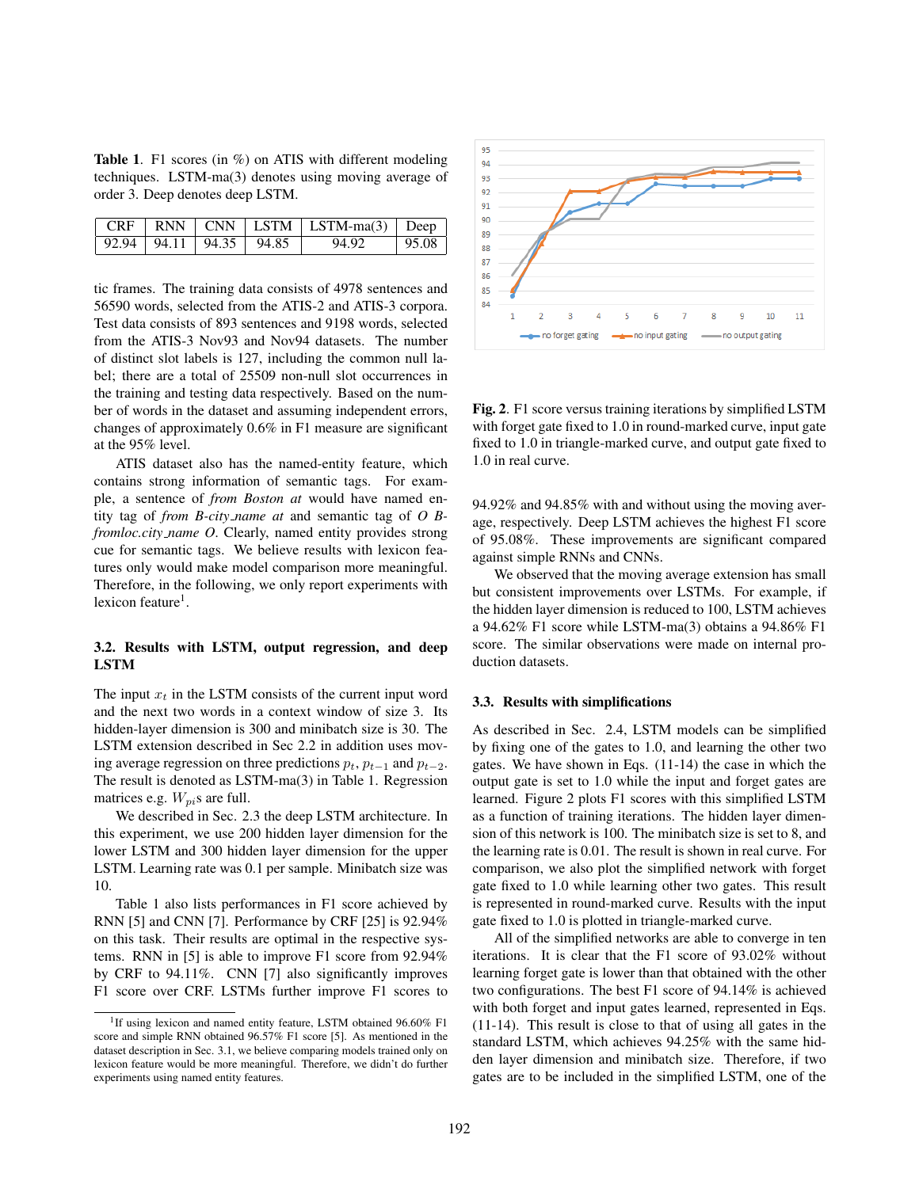**Table 1**. F1 scores (in %) on ATIS with different modeling techniques. LSTM-ma(3) denotes using moving average of order 3. Deep denotes deep LSTM.

| CRF | RNN | CNN | LSTM | LSTM-ma(3) | Deep |
|---|---|---|---|---|---|
| 92.94 | 94.11 | 94.35 | 94.85 | 94.92 | 95.08 |

tic frames. The training data consists of 4978 sentences and 56590 words, selected from the ATIS-2 and ATIS-3 corpora. Test data consists of 893 sentences and 9198 words, selected from the ATIS-3 Nov93 and Nov94 datasets. The number of distinct slot labels is 127, including the common null label; there are a total of 25509 non-null slot occurrences in the training and testing data respectively. Based on the number of words in the dataset and assuming independent errors, changes of approximately 0.6% in F1 measure are significant at the 95% level.

ATIS dataset also has the named-entity feature, which contains strong information of semantic tags. For example, a sentence of *from Boston at* would have named entity tag of *from B-city_name at* and semantic tag of *O B-fromloc.city_name O*. Clearly, named entity provides strong cue for semantic tags. We believe results with lexicon features only would make model comparison more meaningful. Therefore, in the following, we only report experiments with lexicon feature[1].

### 3.2. Results with LSTM, output regression, and deep LSTM

The input $x_t$ in the LSTM consists of the current input word and the next two words in a context window of size 3. Its hidden-layer dimension is 300 and minibatch size is 30. The LSTM extension described in Sec 2.2 in addition uses moving average regression on three predictions $p_t$, $p_{t-1}$ and $p_{t-2}$. The result is denoted as LSTM-ma(3) in Table 1. Regression matrices e.g. $W_{pi}$s are full.

We described in Sec. 2.3 the deep LSTM architecture. In this experiment, we use 200 hidden layer dimension for the lower LSTM and 300 hidden layer dimension for the upper LSTM. Learning rate was 0.1 per sample. Minibatch size was 10.

Table 1 also lists performances in F1 score achieved by RNN [5] and CNN [7]. Performance by CRF [25] is 92.94% on this task. Their results are optimal in the respective systems. RNN in [5] is able to improve F1 score from 92.94% by CRF to 94.11%. CNN [7] also significantly improves F1 score over CRF. LSTMs further improve F1 scores to 94.92% and 94.85% with and without using the moving average, respectively. Deep LSTM achieves the highest F1 score of 95.08%. These improvements are significant compared against simple RNNs and CNNs.

We observed that the moving average extension has small but consistent improvements over LSTMs. For example, if the hidden layer dimension is reduced to 100, LSTM achieves a 94.62% F1 score while LSTM-ma(3) obtains a 94.86% F1 score. The similar observations were made on internal production datasets.

**Fig. 2**. F1 score versus training iterations by simplified LSTM with forget gate fixed to 1.0 in round-marked curve, input gate fixed to 1.0 in triangle-marked curve, and output gate fixed to 1.0 in real curve.

### 3.3. Results with simplifications

As described in Sec. 2.4, LSTM models can be simplified by fixing one of the gates to 1.0, and learning the other two gates. We have shown in Eqs. (11-14) the case in which the output gate is set to 1.0 while the input and forget gates are learned. Figure 2 plots F1 scores with this simplified LSTM as a function of training iterations. The hidden layer dimension of this network is 100. The minibatch size is set to 8, and the learning rate is 0.01. The result is shown in real curve. For comparison, we also plot the simplified network with forget gate fixed to 1.0 while learning other two gates. This result is represented in round-marked curve. Results with the input gate fixed to 1.0 is plotted in triangle-marked curve.

All of the simplified networks are able to converge in ten iterations. It is clear that the F1 score of 93.02% without learning forget gate is lower than that obtained with the other two configurations. The best F1 score of 94.14% is achieved with both forget and input gates learned, represented in Eqs. (11-14). This result is close to that of using all gates in the standard LSTM, which achieves 94.25% with the same hidden layer dimension and minibatch size. Therefore, if two gates are to be included in the simplified LSTM, one of the

[1] If using lexicon and named entity feature, LSTM obtained 96.60% F1 score and simple RNN obtained 96.57% F1 score [5]. As mentioned in the dataset description in Sec. 3.1, we believe comparing models trained only on lexicon feature would be more meaningful. Therefore, we didn't do further experiments using named entity features.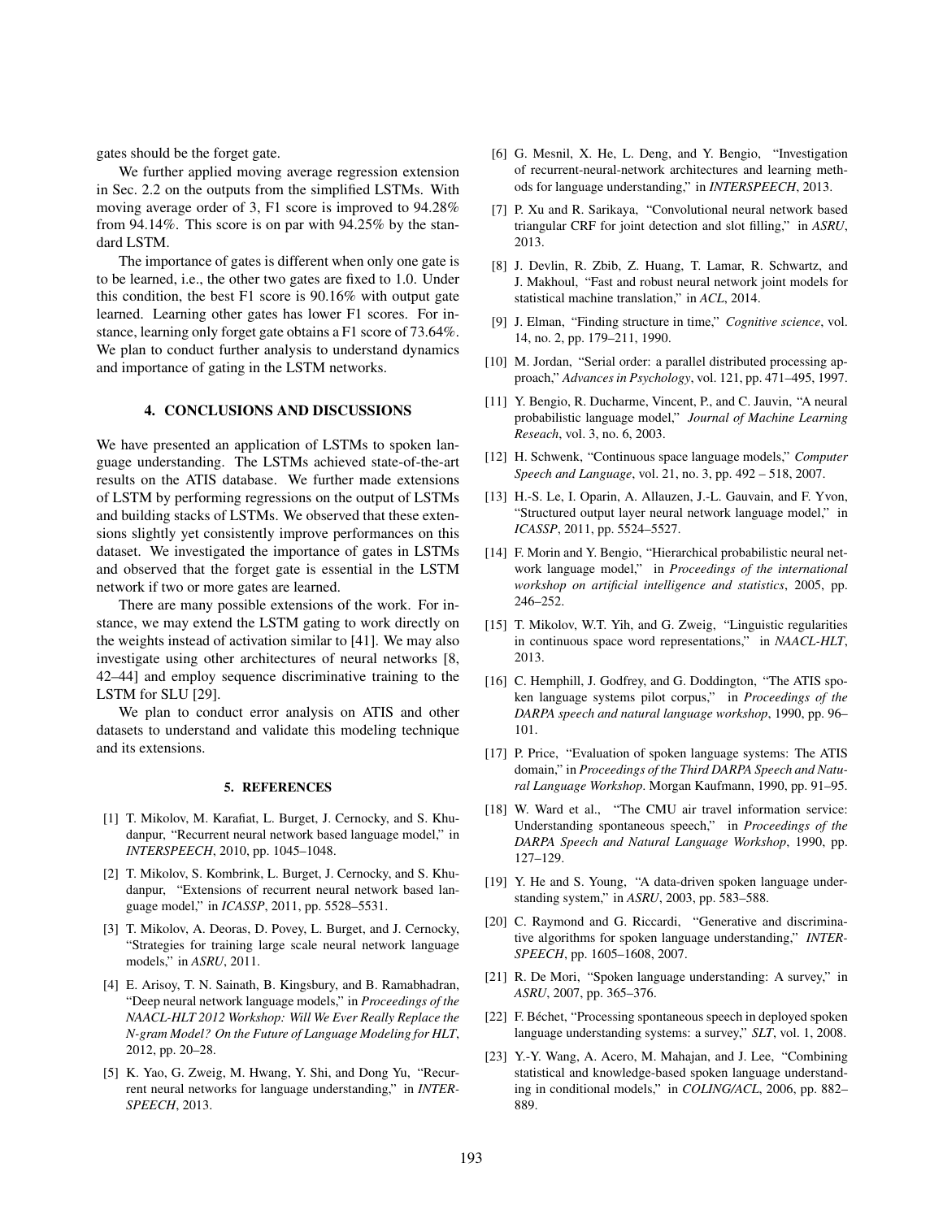gates should be the forget gate.

We further applied moving average regression extension in Sec. 2.2 on the outputs from the simplified LSTMs. With moving average order of 3, F1 score is improved to 94.28% from 94.14%. This score is on par with 94.25% by the standard LSTM.

The importance of gates is different when only one gate is to be learned, i.e., the other two gates are fixed to 1.0. Under this condition, the best F1 score is 90.16% with output gate learned. Learning other gates has lower F1 scores. For instance, learning only forget gate obtains a F1 score of 73.64%. We plan to conduct further analysis to understand dynamics and importance of gating in the LSTM networks.

## 4. CONCLUSIONS AND DISCUSSIONS

We have presented an application of LSTMs to spoken language understanding. The LSTMs achieved state-of-the-art results on the ATIS database. We further made extensions of LSTM by performing regressions on the output of LSTMs and building stacks of LSTMs. We observed that these extensions slightly yet consistently improve performances on this dataset. We investigated the importance of gates in LSTMs and observed that the forget gate is essential in the LSTM network if two or more gates are learned.

There are many possible extensions of the work. For instance, we may extend the LSTM gating to work directly on the weights instead of activation similar to [41]. We may also investigate using other architectures of neural networks [8, 42–44] and employ sequence discriminative training to the LSTM for SLU [29].

We plan to conduct error analysis on ATIS and other datasets to understand and validate this modeling technique and its extensions.

## 5. REFERENCES

[1] T. Mikolov, M. Karafiat, L. Burget, J. Cernocky, and S. Khudanpur, "Recurrent neural network based language model," in *INTERSPEECH*, 2010, pp. 1045–1048.

[2] T. Mikolov, S. Kombrink, L. Burget, J. Cernocky, and S. Khudanpur, "Extensions of recurrent neural network based language model," in *ICASSP*, 2011, pp. 5528–5531.

[3] T. Mikolov, A. Deoras, D. Povey, L. Burget, and J. Cernocky, "Strategies for training large scale neural network language models," in *ASRU*, 2011.

[4] E. Arisoy, T. N. Sainath, B. Kingsbury, and B. Ramabhadran, "Deep neural network language models," in *Proceedings of the NAACL-HLT 2012 Workshop: Will We Ever Really Replace the N-gram Model? On the Future of Language Modeling for HLT*, 2012, pp. 20–28.

[5] K. Yao, G. Zweig, M. Hwang, Y. Shi, and Dong Yu, "Recurrent neural networks for language understanding," in *INTERSPEECH*, 2013.

[6] G. Mesnil, X. He, L. Deng, and Y. Bengio, "Investigation of recurrent-neural-network architectures and learning methods for language understanding," in *INTERSPEECH*, 2013.

[7] P. Xu and R. Sarikaya, "Convolutional neural network based triangular CRF for joint detection and slot filling," in *ASRU*, 2013.

[8] J. Devlin, R. Zbib, Z. Huang, T. Lamar, R. Schwartz, and J. Makhoul, "Fast and robust neural network joint models for statistical machine translation," in *ACL*, 2014.

[9] J. Elman, "Finding structure in time," *Cognitive science*, vol. 14, no. 2, pp. 179–211, 1990.

[10] M. Jordan, "Serial order: a parallel distributed processing approach," *Advances in Psychology*, vol. 121, pp. 471–495, 1997.

[11] Y. Bengio, R. Ducharme, Vincent, P., and C. Jauvin, "A neural probabilistic language model," *Journal of Machine Learning Reseach*, vol. 3, no. 6, 2003.

[12] H. Schwenk, "Continuous space language models," *Computer Speech and Language*, vol. 21, no. 3, pp. 492 – 518, 2007.

[13] H.-S. Le, I. Oparin, A. Allauzen, J.-L. Gauvain, and F. Yvon, "Structured output layer neural network language model," in *ICASSP*, 2011, pp. 5524–5527.

[14] F. Morin and Y. Bengio, "Hierarchical probabilistic neural network language model," in *Proceedings of the international workshop on artificial intelligence and statistics*, 2005, pp. 246–252.

[15] T. Mikolov, W.T. Yih, and G. Zweig, "Linguistic regularities in continuous space word representations," in *NAACL-HLT*, 2013.

[16] C. Hemphill, J. Godfrey, and G. Doddington, "The ATIS spoken language systems pilot corpus," in *Proceedings of the DARPA speech and natural language workshop*, 1990, pp. 96–101.

[17] P. Price, "Evaluation of spoken language systems: The ATIS domain," in *Proceedings of the Third DARPA Speech and Natural Language Workshop*. Morgan Kaufmann, 1990, pp. 91–95.

[18] W. Ward et al., "The CMU air travel information service: Understanding spontaneous speech," in *Proceedings of the DARPA Speech and Natural Language Workshop*, 1990, pp. 127–129.

[19] Y. He and S. Young, "A data-driven spoken language understanding system," in *ASRU*, 2003, pp. 583–588.

[20] C. Raymond and G. Riccardi, "Generative and discriminative algorithms for spoken language understanding," *INTERSPEECH*, pp. 1605–1608, 2007.

[21] R. De Mori, "Spoken language understanding: A survey," in *ASRU*, 2007, pp. 365–376.

[22] F. Béchet, "Processing spontaneous speech in deployed spoken language understanding systems: a survey," *SLT*, vol. 1, 2008.

[23] Y.-Y. Wang, A. Acero, M. Mahajan, and J. Lee, "Combining statistical and knowledge-based spoken language understanding in conditional models," in *COLING/ACL*, 2006, pp. 882–889.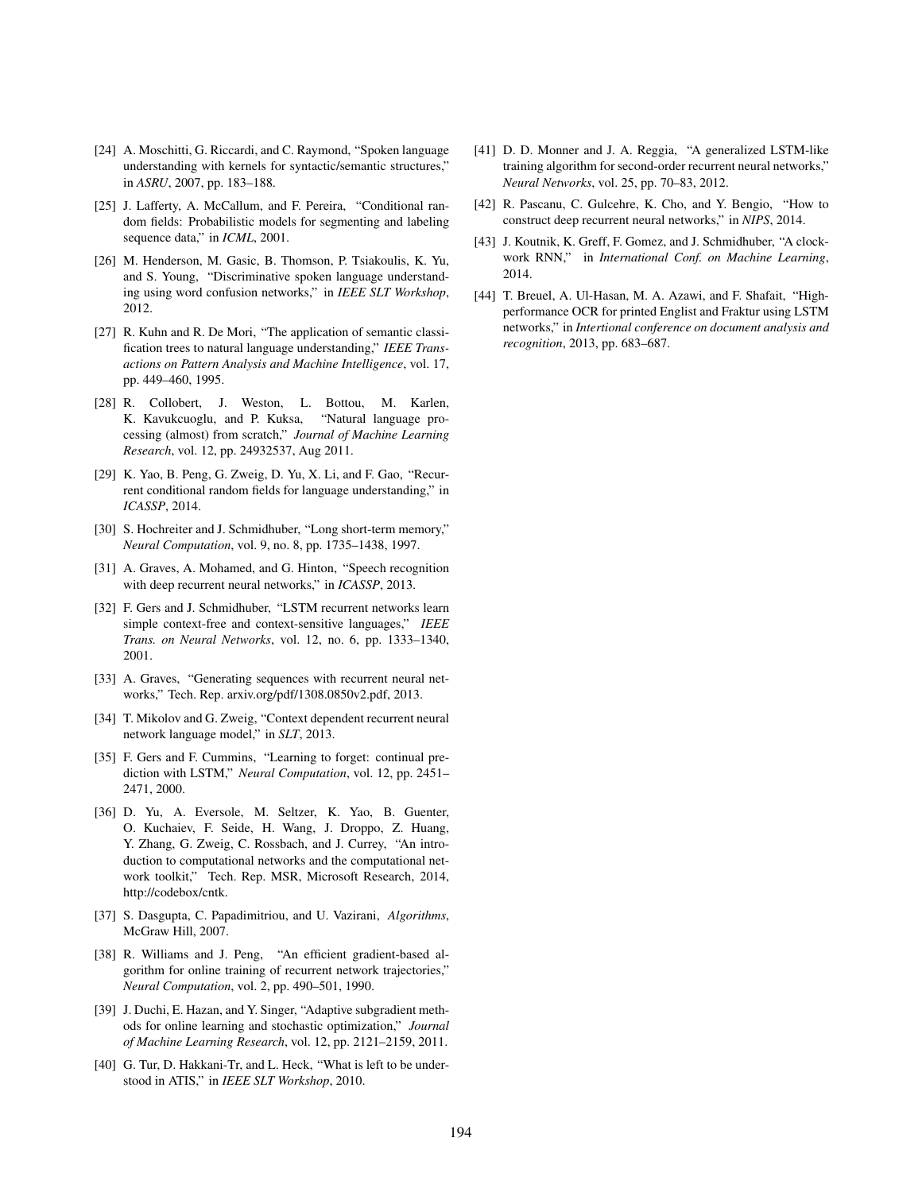[24] A. Moschitti, G. Riccardi, and C. Raymond, "Spoken language understanding with kernels for syntactic/semantic structures," in *ASRU*, 2007, pp. 183–188.

[25] J. Lafferty, A. McCallum, and F. Pereira, "Conditional random fields: Probabilistic models for segmenting and labeling sequence data," in *ICML*, 2001.

[26] M. Henderson, M. Gasic, B. Thomson, P. Tsiakoulis, K. Yu, and S. Young, "Discriminative spoken language understanding using word confusion networks," in *IEEE SLT Workshop*, 2012.

[27] R. Kuhn and R. De Mori, "The application of semantic classification trees to natural language understanding," *IEEE Transactions on Pattern Analysis and Machine Intelligence*, vol. 17, pp. 449–460, 1995.

[28] R. Collobert, J. Weston, L. Bottou, M. Karlen, K. Kavukcuoglu, and P. Kuksa, "Natural language processing (almost) from scratch," *Journal of Machine Learning Research*, vol. 12, pp. 24932537, Aug 2011.

[29] K. Yao, B. Peng, G. Zweig, D. Yu, X. Li, and F. Gao, "Recurrent conditional random fields for language understanding," in *ICASSP*, 2014.

[30] S. Hochreiter and J. Schmidhuber, "Long short-term memory," *Neural Computation*, vol. 9, no. 8, pp. 1735–1438, 1997.

[31] A. Graves, A. Mohamed, and G. Hinton, "Speech recognition with deep recurrent neural networks," in *ICASSP*, 2013.

[32] F. Gers and J. Schmidhuber, "LSTM recurrent networks learn simple context-free and context-sensitive languages," *IEEE Trans. on Neural Networks*, vol. 12, no. 6, pp. 1333–1340, 2001.

[33] A. Graves, "Generating sequences with recurrent neural networks," Tech. Rep. arxiv.org/pdf/1308.0850v2.pdf, 2013.

[34] T. Mikolov and G. Zweig, "Context dependent recurrent neural network language model," in *SLT*, 2013.

[35] F. Gers and F. Cummins, "Learning to forget: continual prediction with LSTM," *Neural Computation*, vol. 12, pp. 2451–2471, 2000.

[36] D. Yu, A. Eversole, M. Seltzer, K. Yao, B. Guenter, O. Kuchaiev, F. Seide, H. Wang, J. Droppo, Z. Huang, Y. Zhang, G. Zweig, C. Rossbach, and J. Currey, "An introduction to computational networks and the computational network toolkit," Tech. Rep. MSR, Microsoft Research, 2014, http://codebox/cntk.

[37] S. Dasgupta, C. Papadimitriou, and U. Vazirani, *Algorithms*, McGraw Hill, 2007.

[38] R. Williams and J. Peng, "An efficient gradient-based algorithm for online training of recurrent network trajectories," *Neural Computation*, vol. 2, pp. 490–501, 1990.

[39] J. Duchi, E. Hazan, and Y. Singer, "Adaptive subgradient methods for online learning and stochastic optimization," *Journal of Machine Learning Research*, vol. 12, pp. 2121–2159, 2011.

[40] G. Tur, D. Hakkani-Tr, and L. Heck, "What is left to be understood in ATIS," in *IEEE SLT Workshop*, 2010.

[41] D. D. Monner and J. A. Reggia, "A generalized LSTM-like training algorithm for second-order recurrent neural networks," *Neural Networks*, vol. 25, pp. 70–83, 2012.

[42] R. Pascanu, C. Gulcehre, K. Cho, and Y. Bengio, "How to construct deep recurrent neural networks," in *NIPS*, 2014.

[43] J. Koutnik, K. Greff, F. Gomez, and J. Schmidhuber, "A clockwork RNN," in *International Conf. on Machine Learning*, 2014.

[44] T. Breuel, A. Ul-Hasan, M. A. Azawi, and F. Shafait, "High-performance OCR for printed Englist and Fraktur using LSTM networks," in *Intertional conference on document analysis and recognition*, 2013, pp. 683–687.